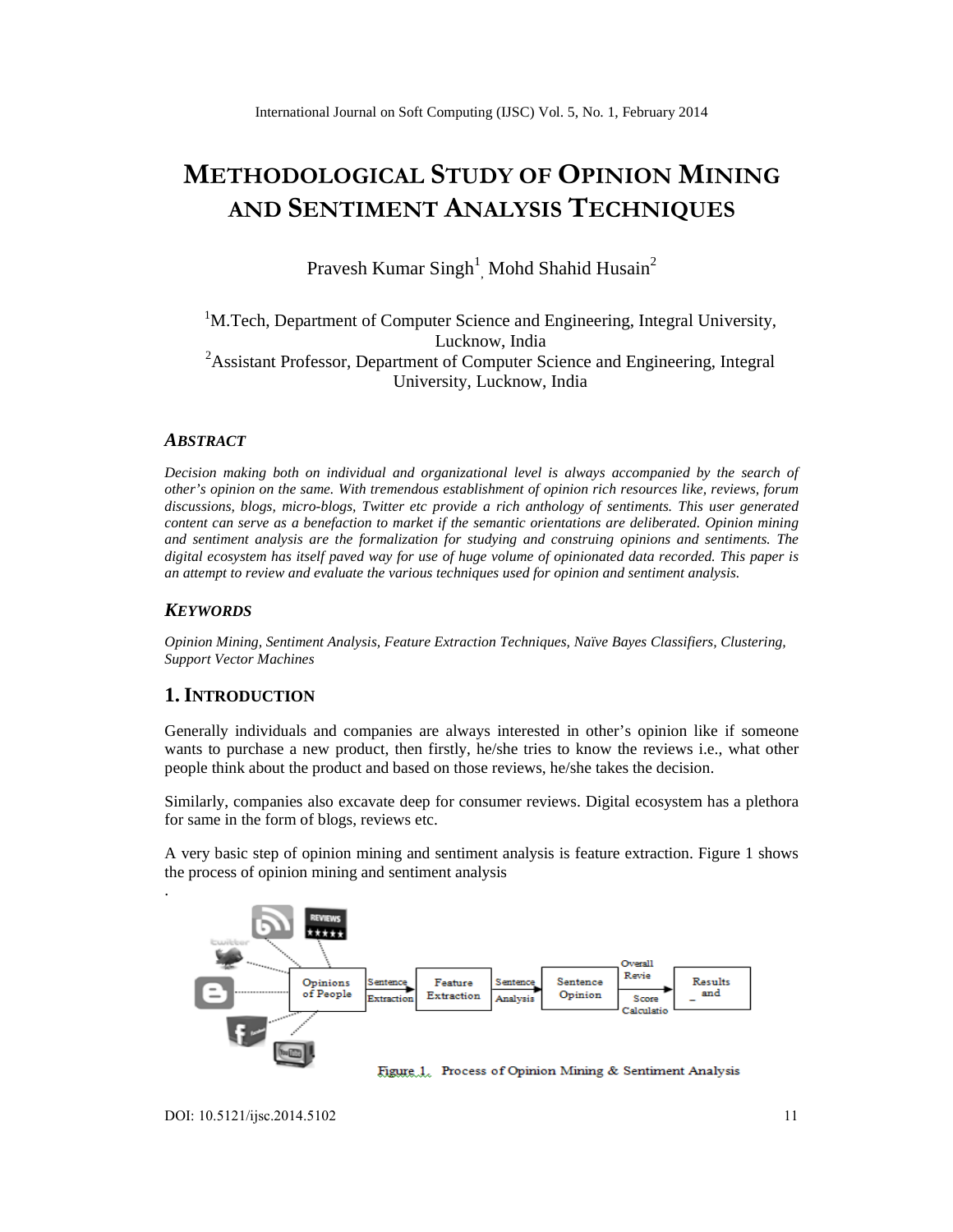# METHODOLOGICAL STUDY OF OPINION MINING AND SENTIMENT ANALYSIS TECHNIQUES

Pravesh Kumar Singh[1], Mohd Shahid Husain[2]

[1]M.Tech, Department of Computer Science and Engineering, Integral University, Lucknow, India

[2]Assistant Professor, Department of Computer Science and Engineering, Integral University, Lucknow, India

### *ABSTRACT*

*Decision making both on individual and organizational level is always accompanied by the search of other's opinion on the same. With tremendous establishment of opinion rich resources like, reviews, forum discussions, blogs, micro-blogs, Twitter etc provide a rich anthology of sentiments. This user generated content can serve as a benefaction to market if the semantic orientations are deliberated. Opinion mining and sentiment analysis are the formalization for studying and construing opinions and sentiments. The digital ecosystem has itself paved way for use of huge volume of opinionated data recorded. This paper is an attempt to review and evaluate the various techniques used for opinion and sentiment analysis.*

### *KEYWORDS*

*Opinion Mining, Sentiment Analysis, Feature Extraction Techniques, Naïve Bayes Classifiers, Clustering, Support Vector Machines*

## 1. INTRODUCTION

Generally individuals and companies are always interested in other's opinion like if someone wants to purchase a new product, then firstly, he/she tries to know the reviews i.e., what other people think about the product and based on those reviews, he/she takes the decision.

Similarly, companies also excavate deep for consumer reviews. Digital ecosystem has a plethora for same in the form of blogs, reviews etc.

A very basic step of opinion mining and sentiment analysis is feature extraction. Figure 1 shows the process of opinion mining and sentiment analysis

.

Figure 1. Process of Opinion Mining & Sentiment Analysis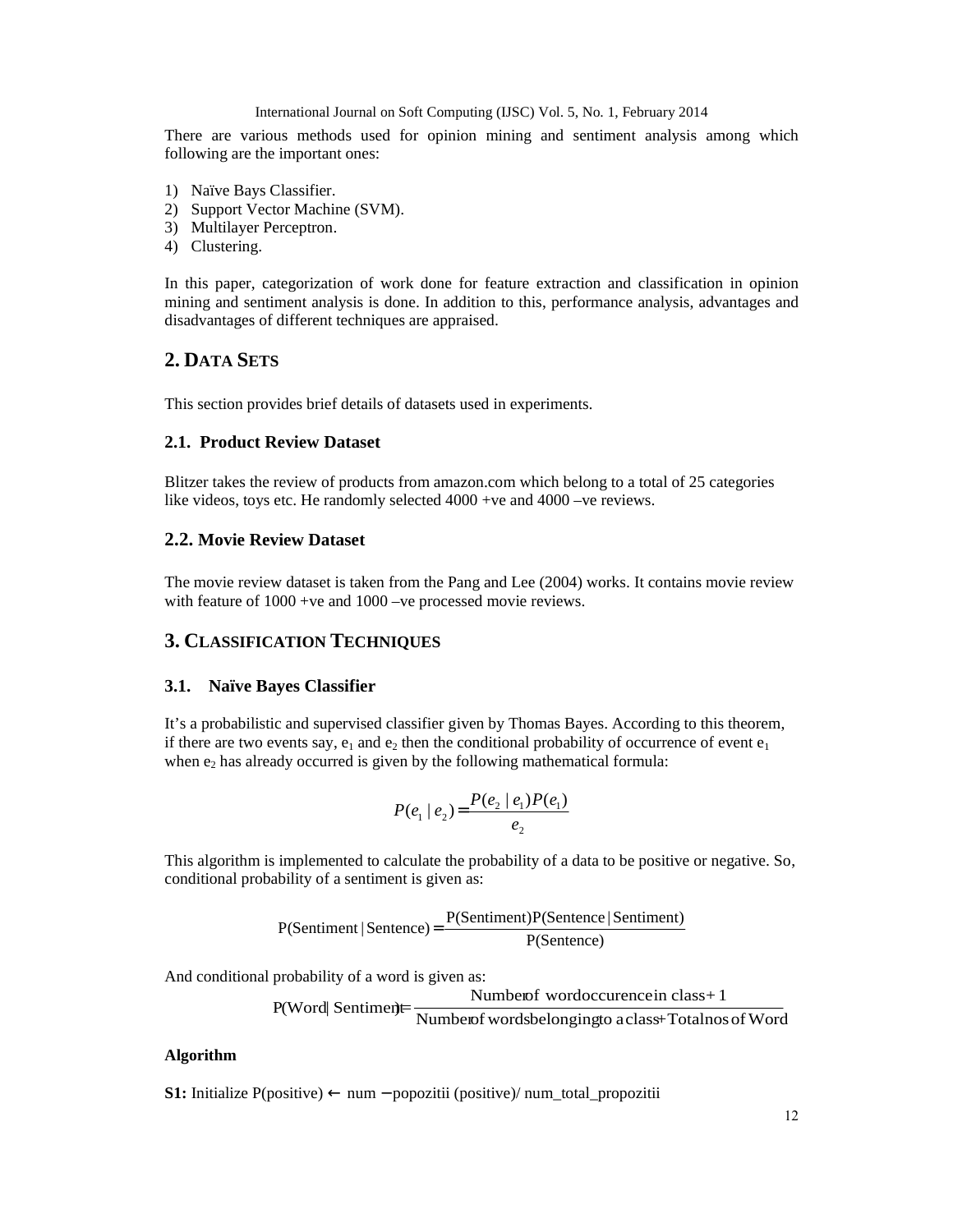There are various methods used for opinion mining and sentiment analysis among which following are the important ones:

1) Naïve Bays Classifier.
2) Support Vector Machine (SVM).
3) Multilayer Perceptron.
4) Clustering.

In this paper, categorization of work done for feature extraction and classification in opinion mining and sentiment analysis is done. In addition to this, performance analysis, advantages and disadvantages of different techniques are appraised.

## 2. Data Sets

This section provides brief details of datasets used in experiments.

### 2.1. Product Review Dataset

Blitzer takes the review of products from amazon.com which belong to a total of 25 categories like videos, toys etc. He randomly selected 4000 +ve and 4000 –ve reviews.

### 2.2. Movie Review Dataset

The movie review dataset is taken from the Pang and Lee (2004) works. It contains movie review with feature of 1000 +ve and 1000 –ve processed movie reviews.

## 3. Classification Techniques

### 3.1. Naïve Bayes Classifier

It's a probabilistic and supervised classifier given by Thomas Bayes. According to this theorem, if there are two events say, $e_1$ and $e_2$ then the conditional probability of occurrence of event $e_1$ when $e_2$ has already occurred is given by the following mathematical formula:

$$P(e_1 \mid e_2) = \frac{P(e_2 \mid e_1)P(e_1)}{e_2}$$

This algorithm is implemented to calculate the probability of a data to be positive or negative. So, conditional probability of a sentiment is given as:

$$\text{P(Sentiment} \mid \text{Sentence)} = \frac{\text{P(Sentiment)P(Sentence} \mid \text{Sentiment)}}{\text{P(Sentence)}}$$

And conditional probability of a word is given as:

$$\text{P(Word} \mid \text{Sentiment)} = \frac{\text{Number of word occurence in class} + 1}{\text{Number of words belonging to a class} + \text{Total nos of Word}}$$

**Algorithm**

**S1:** Initialize P(positive) $\leftarrow$ num $-$ popozitii (positive)/ num_total_propozitii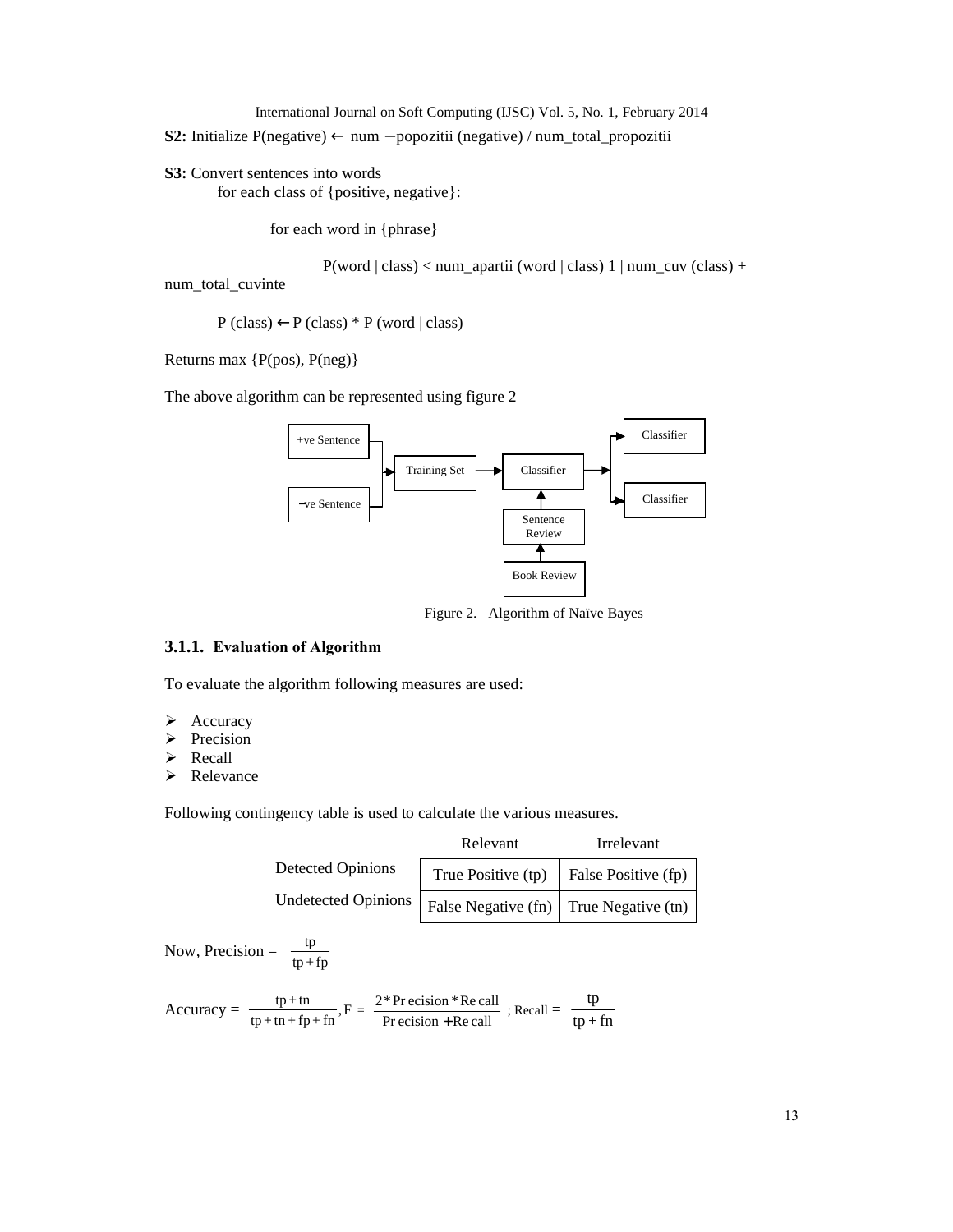**S2:** Initialize P(negative) ← num −popozitii (negative) / num_total_propozitii

**S3:** Convert sentences into words

for each class of {positive, negative}:

for each word in {phrase}

P(word | class) < num_apartii (word | class) 1 | num_cuv (class) + num_total_cuvinte

P (class) ← P (class) * P (word | class)

Returns max {P(pos), P(neg)}

The above algorithm can be represented using figure 2

Figure 2. Algorithm of Naïve Bayes

### 3.1.1. Evaluation of Algorithm

To evaluate the algorithm following measures are used:

- Accuracy
- Precision
- Recall
- Relevance

Following contingency table is used to calculate the various measures.

| | Relevant | Irrelevant |
|---|---|---|
| Detected Opinions | True Positive (tp) | False Positive (fp) |
| Undetected Opinions | False Negative (fn) | True Negative (tn) |

Now, Precision = $\frac{tp}{tp + fp}$

Accuracy = $\frac{tp + tn}{tp + tn + fp + fn}$, $F = \frac{2 * Precision * Recall}{Precision + Recall}$ ; Recall = $\frac{tp}{tp + fn}$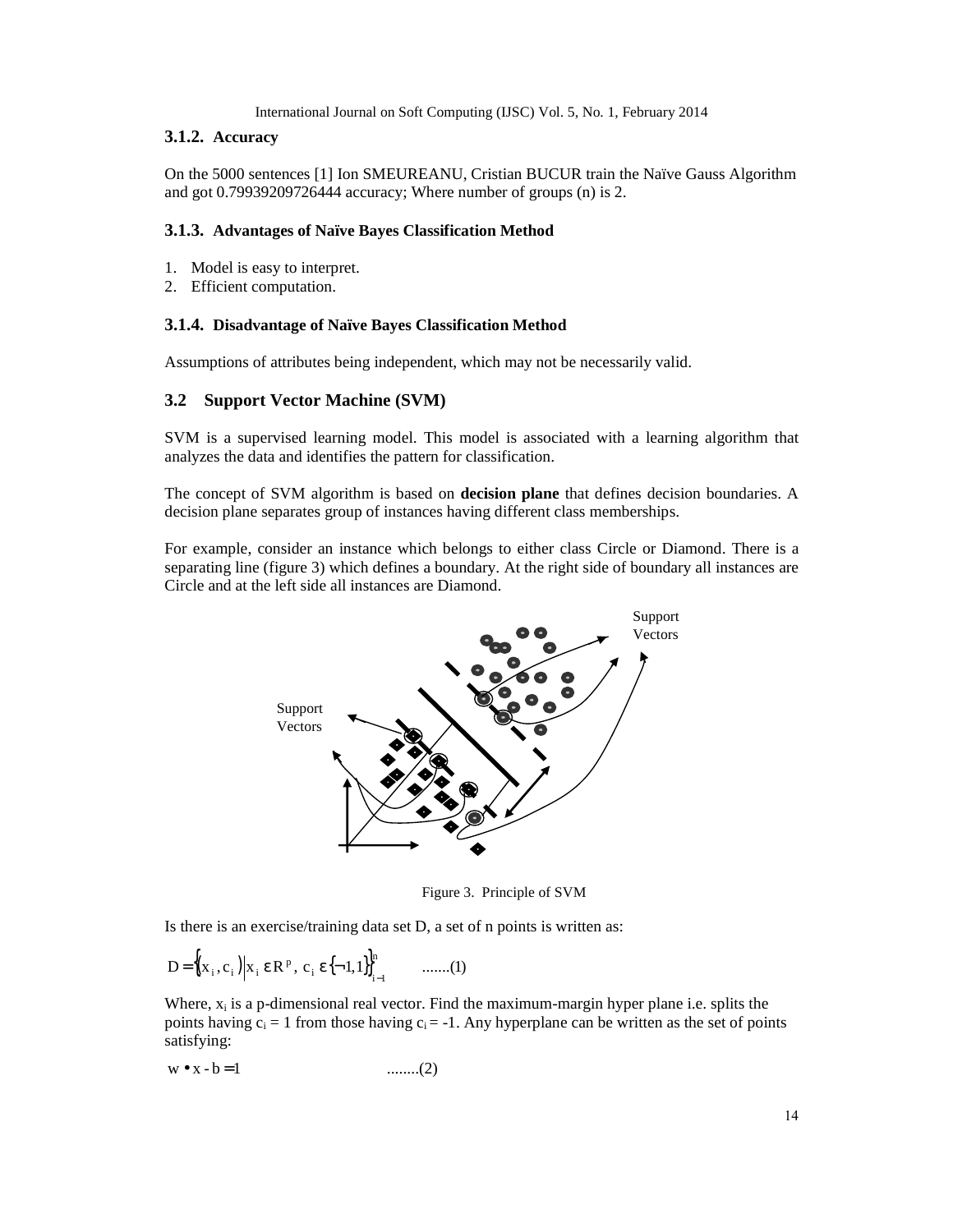### 3.1.2. Accuracy

On the 5000 sentences [1] Ion SMEUREANU, Cristian BUCUR train the Naïve Gauss Algorithm and got 0.79939209726444 accuracy; Where number of groups (n) is 2.

### 3.1.3. Advantages of Naïve Bayes Classification Method

1. Model is easy to interpret.
2. Efficient computation.

### 3.1.4. Disadvantage of Naïve Bayes Classification Method

Assumptions of attributes being independent, which may not be necessarily valid.

## 3.2 Support Vector Machine (SVM)

SVM is a supervised learning model. This model is associated with a learning algorithm that analyzes the data and identifies the pattern for classification.

The concept of SVM algorithm is based on **decision plane** that defines decision boundaries. A decision plane separates group of instances having different class memberships.

For example, consider an instance which belongs to either class Circle or Diamond. There is a separating line (figure 3) which defines a boundary. At the right side of boundary all instances are Circle and at the left side all instances are Diamond.

Support Vectors

Support Vectors

Figure 3. Principle of SVM

Is there is an exercise/training data set D, a set of n points is written as:

$$D = \left\{ (x_i, c_i) \middle| x_i \in R^p,\ c_i \in \{-1,1\} \right\}_{i=1}^{n} \qquad .......(1)$$

Where, $x_i$ is a p-dimensional real vector. Find the maximum-margin hyper plane i.e. splits the points having $c_i = 1$ from those having $c_i = -1$. Any hyperplane can be written as the set of points satisfying:

$$w \bullet x - b = 1 \qquad ........(2)$$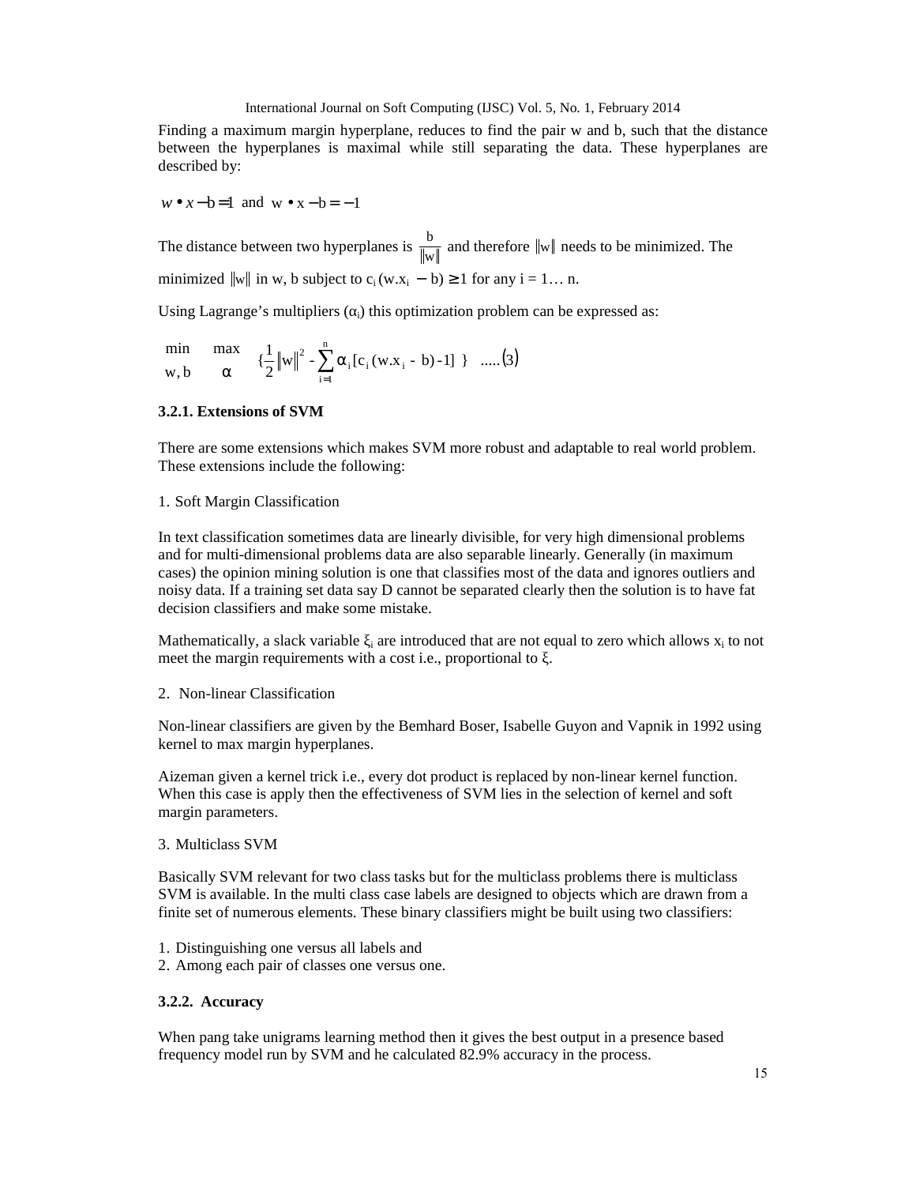Finding a maximum margin hyperplane, reduces to find the pair w and b, such that the distance between the hyperplanes is maximal while still separating the data. These hyperplanes are described by:

$w \bullet x - b = 1$ and $w \bullet x - b = -1$

The distance between two hyperplanes is $\frac{b}{\|w\|}$ and therefore $\|w\|$ needs to be minimized. The minimized $\|w\|$ in w, b subject to $c_i(w.x_i - b) \geq 1$ for any i = 1… n.

Using Lagrange's multipliers ($\alpha_i$) this optimization problem can be expressed as:

$$\min_{w,b} \max_{\alpha} \left\{ \frac{1}{2}\|w\|^2 - \sum_{i=1}^{n} \alpha_i [c_i (w.x_i - b) - 1] \right\} \quad .....(3)$$

### 3.2.1. Extensions of SVM

There are some extensions which makes SVM more robust and adaptable to real world problem. These extensions include the following:

1. Soft Margin Classification

In text classification sometimes data are linearly divisible, for very high dimensional problems and for multi-dimensional problems data are also separable linearly. Generally (in maximum cases) the opinion mining solution is one that classifies most of the data and ignores outliers and noisy data. If a training set data say D cannot be separated clearly then the solution is to have fat decision classifiers and make some mistake.

Mathematically, a slack variable $\xi_i$ are introduced that are not equal to zero which allows $x_i$ to not meet the margin requirements with a cost i.e., proportional to $\xi$.

2. Non-linear Classification

Non-linear classifiers are given by the Bemhard Boser, Isabelle Guyon and Vapnik in 1992 using kernel to max margin hyperplanes.

Aizeman given a kernel trick i.e., every dot product is replaced by non-linear kernel function. When this case is apply then the effectiveness of SVM lies in the selection of kernel and soft margin parameters.

3. Multiclass SVM

Basically SVM relevant for two class tasks but for the multiclass problems there is multiclass SVM is available. In the multi class case labels are designed to objects which are drawn from a finite set of numerous elements. These binary classifiers might be built using two classifiers:

1. Distinguishing one versus all labels and
2. Among each pair of classes one versus one.

### 3.2.2. Accuracy

When pang take unigrams learning method then it gives the best output in a presence based frequency model run by SVM and he calculated 82.9% accuracy in the process.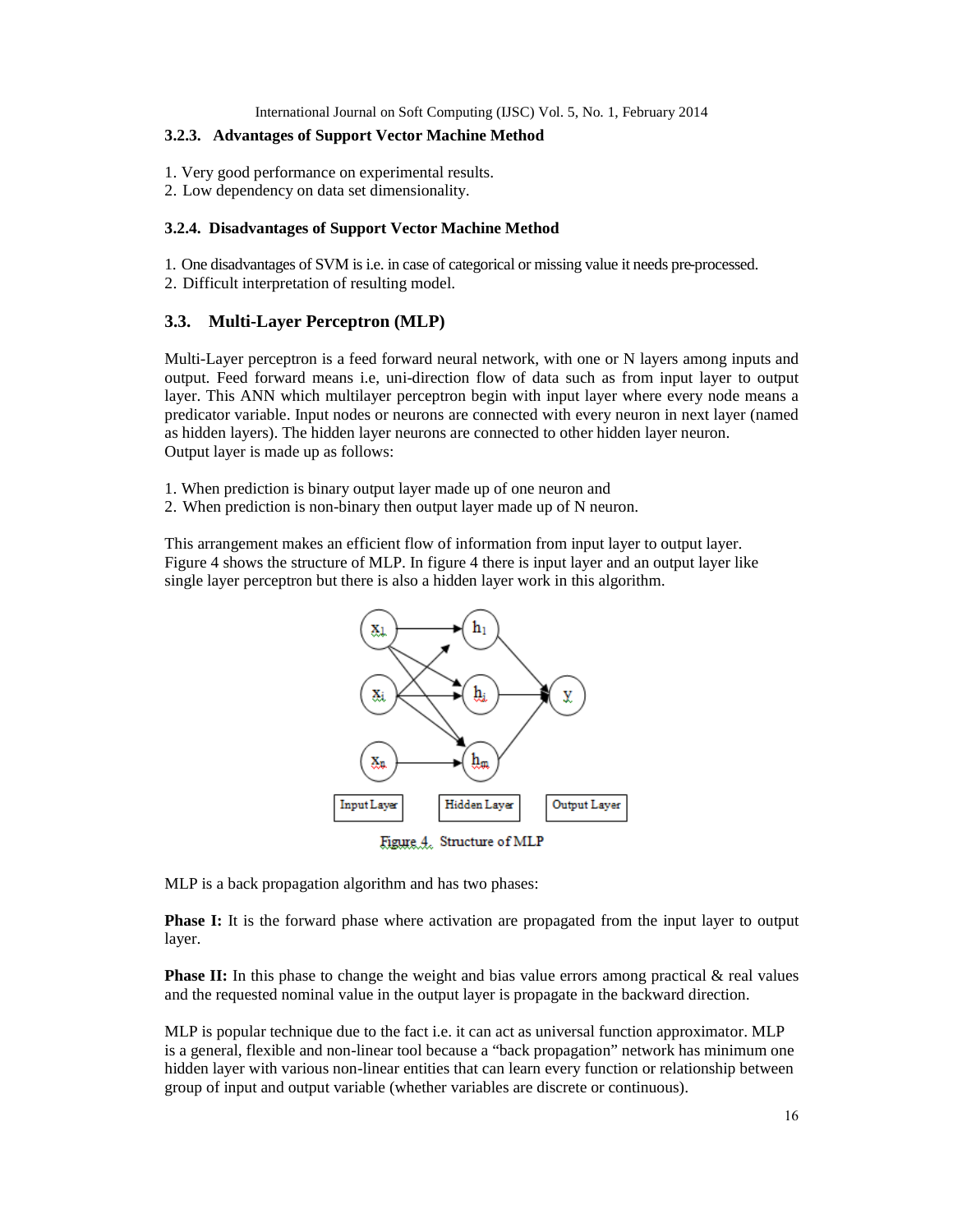### 3.2.3. Advantages of Support Vector Machine Method

1. Very good performance on experimental results.
2. Low dependency on data set dimensionality.

### 3.2.4. Disadvantages of Support Vector Machine Method

1. One disadvantages of SVM is i.e. in case of categorical or missing value it needs pre-processed.
2. Difficult interpretation of resulting model.

## 3.3. Multi-Layer Perceptron (MLP)

Multi-Layer perceptron is a feed forward neural network, with one or N layers among inputs and output. Feed forward means i.e, uni-direction flow of data such as from input layer to output layer. This ANN which multilayer perceptron begin with input layer where every node means a predicator variable. Input nodes or neurons are connected with every neuron in next layer (named as hidden layers). The hidden layer neurons are connected to other hidden layer neuron.
Output layer is made up as follows:

1. When prediction is binary output layer made up of one neuron and
2. When prediction is non-binary then output layer made up of N neuron.

This arrangement makes an efficient flow of information from input layer to output layer. Figure 4 shows the structure of MLP. In figure 4 there is input layer and an output layer like single layer perceptron but there is also a hidden layer work in this algorithm.

Figure 4. Structure of MLP

MLP is a back propagation algorithm and has two phases:

**Phase I:** It is the forward phase where activation are propagated from the input layer to output layer.

**Phase II:** In this phase to change the weight and bias value errors among practical & real values and the requested nominal value in the output layer is propagate in the backward direction.

MLP is popular technique due to the fact i.e. it can act as universal function approximator. MLP is a general, flexible and non-linear tool because a "back propagation" network has minimum one hidden layer with various non-linear entities that can learn every function or relationship between group of input and output variable (whether variables are discrete or continuous).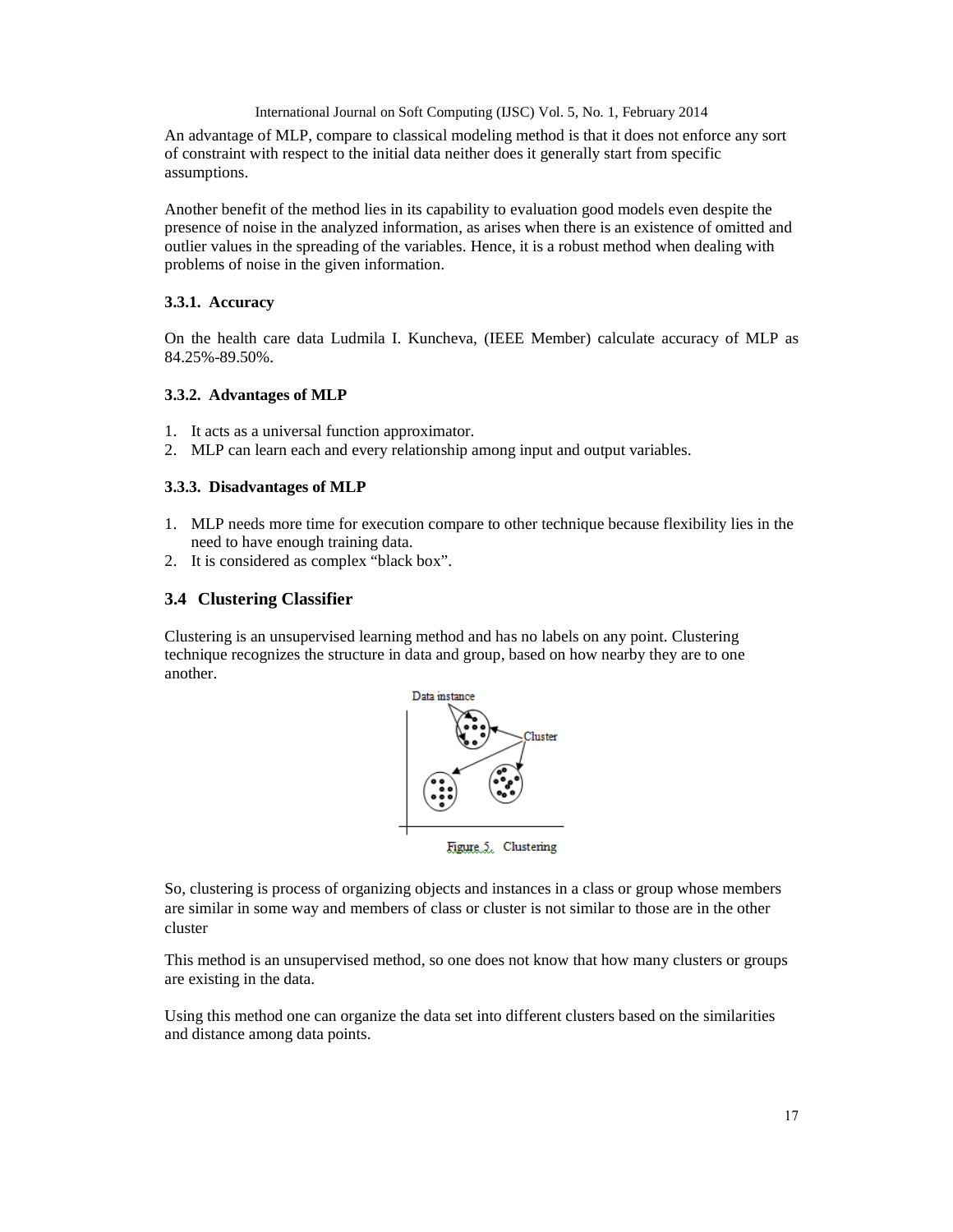An advantage of MLP, compare to classical modeling method is that it does not enforce any sort of constraint with respect to the initial data neither does it generally start from specific assumptions.

Another benefit of the method lies in its capability to evaluation good models even despite the presence of noise in the analyzed information, as arises when there is an existence of omitted and outlier values in the spreading of the variables. Hence, it is a robust method when dealing with problems of noise in the given information.

#### 3.3.1. Accuracy

On the health care data Ludmila I. Kuncheva, (IEEE Member) calculate accuracy of MLP as 84.25%-89.50%.

#### 3.3.2. Advantages of MLP

1. It acts as a universal function approximator.
2. MLP can learn each and every relationship among input and output variables.

#### 3.3.3. Disadvantages of MLP

1. MLP needs more time for execution compare to other technique because flexibility lies in the need to have enough training data.
2. It is considered as complex "black box".

### 3.4 Clustering Classifier

Clustering is an unsupervised learning method and has no labels on any point. Clustering technique recognizes the structure in data and group, based on how nearby they are to one another.

Figure 5. Clustering

So, clustering is process of organizing objects and instances in a class or group whose members are similar in some way and members of class or cluster is not similar to those are in the other cluster

This method is an unsupervised method, so one does not know that how many clusters or groups are existing in the data.

Using this method one can organize the data set into different clusters based on the similarities and distance among data points.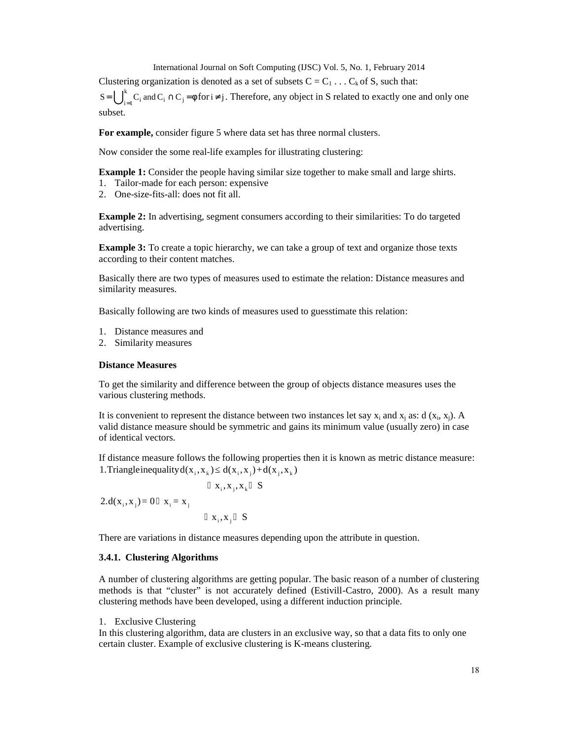Clustering organization is denoted as a set of subsets $C = C_1 \ldots C_k$ of S, such that: $S = \bigcup_{i=1}^{k} C_i$ and $C_i \cap C_j = \phi$ for $i \neq j$. Therefore, any object in S related to exactly one and only one subset.

**For example,** consider figure 5 where data set has three normal clusters.

Now consider the some real-life examples for illustrating clustering:

**Example 1:** Consider the people having similar size together to make small and large shirts.

1. Tailor-made for each person: expensive
2. One-size-fits-all: does not fit all.

**Example 2:** In advertising, segment consumers according to their similarities: To do targeted advertising.

**Example 3:** To create a topic hierarchy, we can take a group of text and organize those texts according to their content matches.

Basically there are two types of measures used to estimate the relation: Distance measures and similarity measures.

Basically following are two kinds of measures used to guesstimate this relation:

1. Distance measures and
2. Similarity measures

**Distance Measures**

To get the similarity and difference between the group of objects distance measures uses the various clustering methods.

It is convenient to represent the distance between two instances let say $x_i$ and $x_j$ as: d ($x_i$, $x_j$). A valid distance measure should be symmetric and gains its minimum value (usually zero) in case of identical vectors.

If distance measure follows the following properties then it is known as metric distance measure:

1. Triangle inequality $d(x_i, x_k) \leq d(x_i, x_j) + d(x_j, x_k)$

$$\forall x_i, x_j, x_k \in S$$

2. $d(x_i, x_j) = 0 \Rightarrow x_i = x_j$

$$\forall x_i, x_j \in S$$

There are variations in distance measures depending upon the attribute in question.

### 3.4.1. Clustering Algorithms

A number of clustering algorithms are getting popular. The basic reason of a number of clustering methods is that "cluster" is not accurately defined (Estivill-Castro, 2000). As a result many clustering methods have been developed, using a different induction principle.

1. Exclusive Clustering

In this clustering algorithm, data are clusters in an exclusive way, so that a data fits to only one certain cluster. Example of exclusive clustering is K-means clustering.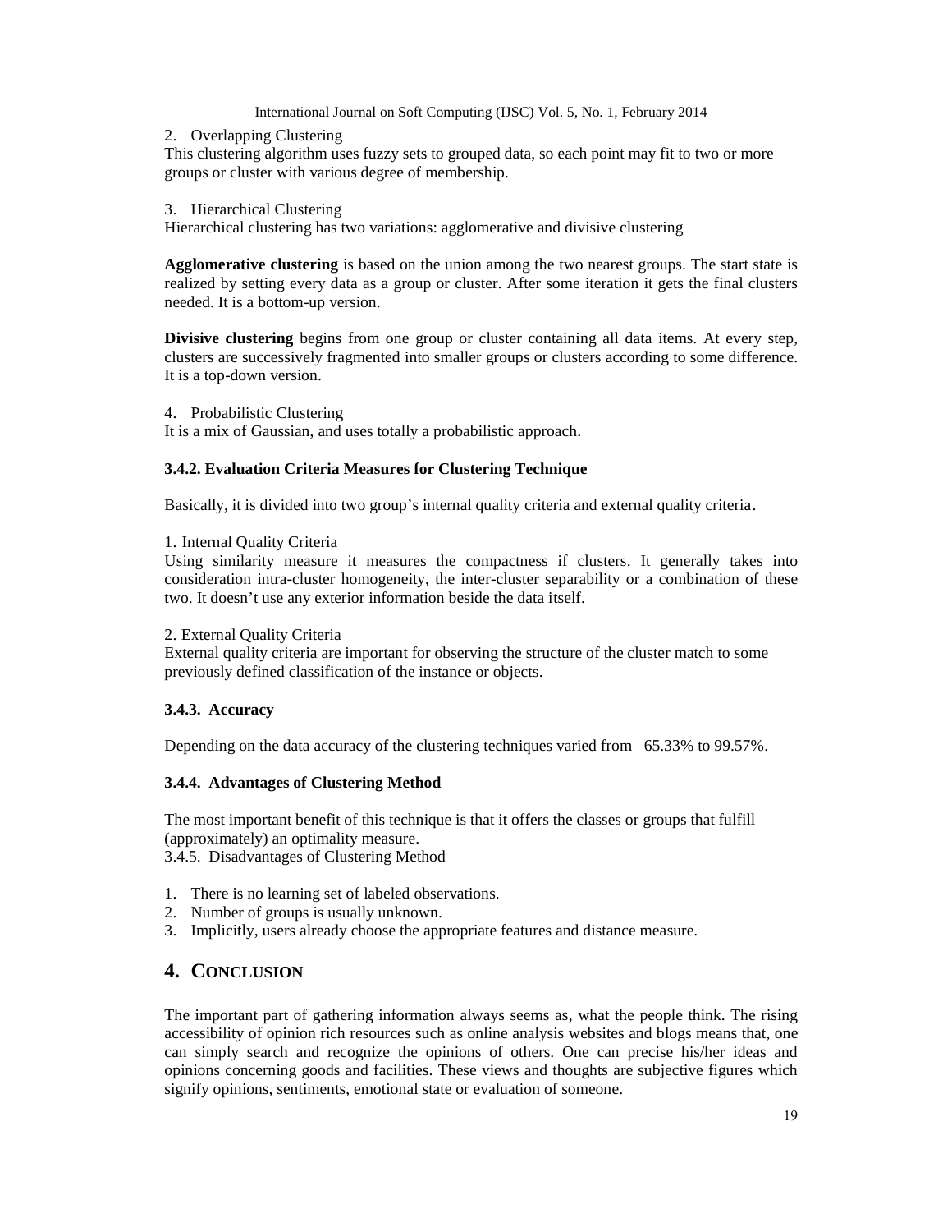2. Overlapping Clustering

This clustering algorithm uses fuzzy sets to grouped data, so each point may fit to two or more groups or cluster with various degree of membership.

3. Hierarchical Clustering

Hierarchical clustering has two variations: agglomerative and divisive clustering

**Agglomerative clustering** is based on the union among the two nearest groups. The start state is realized by setting every data as a group or cluster. After some iteration it gets the final clusters needed. It is a bottom-up version.

**Divisive clustering** begins from one group or cluster containing all data items. At every step, clusters are successively fragmented into smaller groups or clusters according to some difference. It is a top-down version.

4. Probabilistic Clustering

It is a mix of Gaussian, and uses totally a probabilistic approach.

### 3.4.2. Evaluation Criteria Measures for Clustering Technique

Basically, it is divided into two group's internal quality criteria and external quality criteria.

1. Internal Quality Criteria

Using similarity measure it measures the compactness if clusters. It generally takes into consideration intra-cluster homogeneity, the inter-cluster separability or a combination of these two. It doesn't use any exterior information beside the data itself.

2. External Quality Criteria

External quality criteria are important for observing the structure of the cluster match to some previously defined classification of the instance or objects.

### 3.4.3. Accuracy

Depending on the data accuracy of the clustering techniques varied from 65.33% to 99.57%.

### 3.4.4. Advantages of Clustering Method

The most important benefit of this technique is that it offers the classes or groups that fulfill (approximately) an optimality measure.

3.4.5. Disadvantages of Clustering Method

1. There is no learning set of labeled observations.
2. Number of groups is usually unknown.
3. Implicitly, users already choose the appropriate features and distance measure.

## 4. CONCLUSION

The important part of gathering information always seems as, what the people think. The rising accessibility of opinion rich resources such as online analysis websites and blogs means that, one can simply search and recognize the opinions of others. One can precise his/her ideas and opinions concerning goods and facilities. These views and thoughts are subjective figures which signify opinions, sentiments, emotional state or evaluation of someone.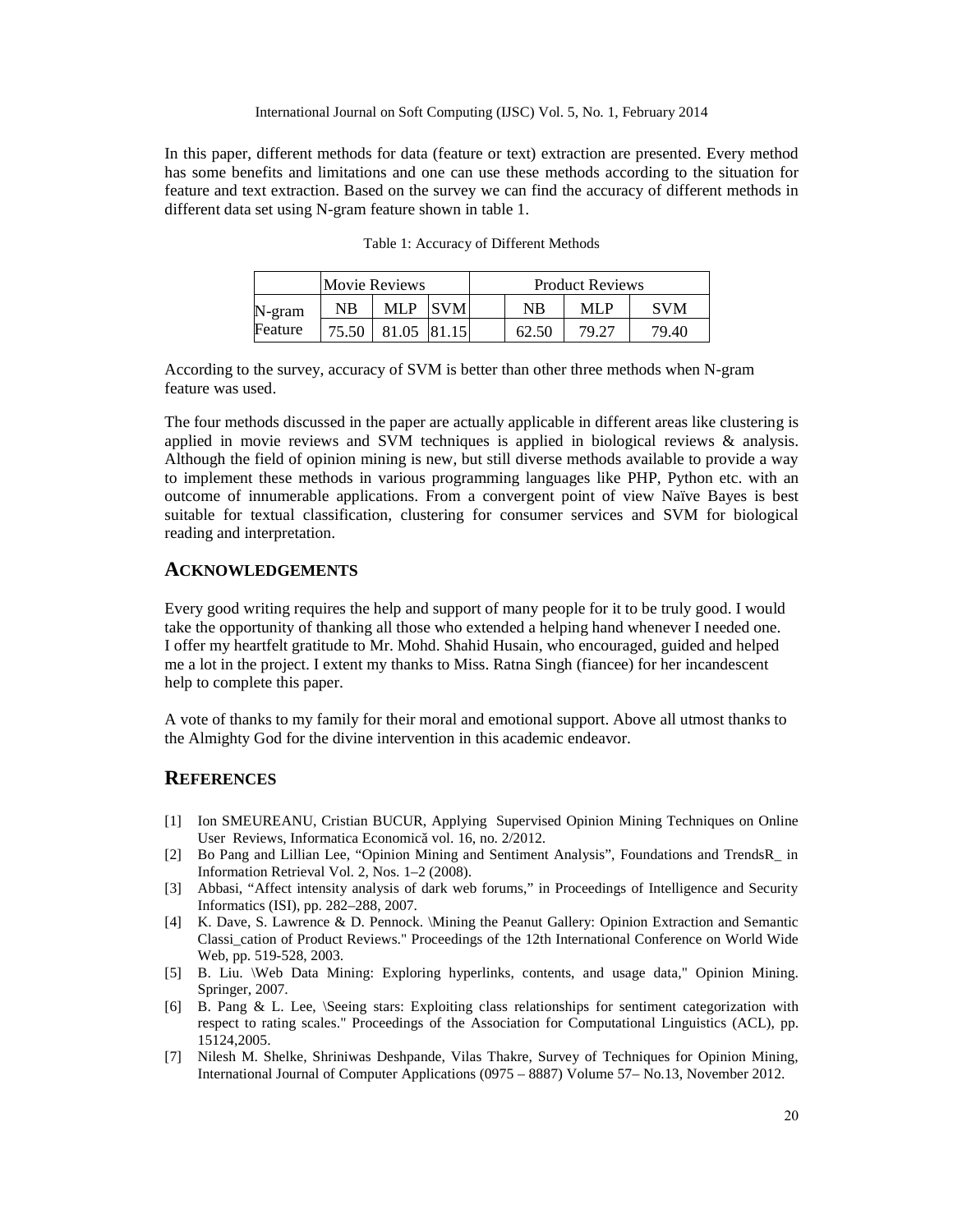In this paper, different methods for data (feature or text) extraction are presented. Every method has some benefits and limitations and one can use these methods according to the situation for feature and text extraction. Based on the survey we can find the accuracy of different methods in different data set using N-gram feature shown in table 1.

Table 1: Accuracy of Different Methods

| | Movie Reviews | | | | Product Reviews | | |
|---|---|---|---|---|---|---|---|
| N-gram | NB | MLP | SVM | | NB | MLP | SVM |
| Feature | 75.50 | 81.05 | 81.15 | | 62.50 | 79.27 | 79.40 |

According to the survey, accuracy of SVM is better than other three methods when N-gram feature was used.

The four methods discussed in the paper are actually applicable in different areas like clustering is applied in movie reviews and SVM techniques is applied in biological reviews & analysis. Although the field of opinion mining is new, but still diverse methods available to provide a way to implement these methods in various programming languages like PHP, Python etc. with an outcome of innumerable applications. From a convergent point of view Naïve Bayes is best suitable for textual classification, clustering for consumer services and SVM for biological reading and interpretation.

## ACKNOWLEDGEMENTS

Every good writing requires the help and support of many people for it to be truly good. I would take the opportunity of thanking all those who extended a helping hand whenever I needed one. I offer my heartfelt gratitude to Mr. Mohd. Shahid Husain, who encouraged, guided and helped me a lot in the project. I extent my thanks to Miss. Ratna Singh (fiancee) for her incandescent help to complete this paper.

A vote of thanks to my family for their moral and emotional support. Above all utmost thanks to the Almighty God for the divine intervention in this academic endeavor.

## REFERENCES

[1] Ion SMEUREANU, Cristian BUCUR, Applying Supervised Opinion Mining Techniques on Online User Reviews, Informatica Economică vol. 16, no. 2/2012.

[2] Bo Pang and Lillian Lee, "Opinion Mining and Sentiment Analysis", Foundations and TrendsR_ in Information Retrieval Vol. 2, Nos. 1–2 (2008).

[3] Abbasi, "Affect intensity analysis of dark web forums," in Proceedings of Intelligence and Security Informatics (ISI), pp. 282–288, 2007.

[4] K. Dave, S. Lawrence & D. Pennock. \Mining the Peanut Gallery: Opinion Extraction and Semantic Classi_cation of Product Reviews." Proceedings of the 12th International Conference on World Wide Web, pp. 519-528, 2003.

[5] B. Liu. \Web Data Mining: Exploring hyperlinks, contents, and usage data," Opinion Mining. Springer, 2007.

[6] B. Pang & L. Lee, \Seeing stars: Exploiting class relationships for sentiment categorization with respect to rating scales." Proceedings of the Association for Computational Linguistics (ACL), pp. 15124,2005.

[7] Nilesh M. Shelke, Shriniwas Deshpande, Vilas Thakre, Survey of Techniques for Opinion Mining, International Journal of Computer Applications (0975 – 8887) Volume 57– No.13, November 2012.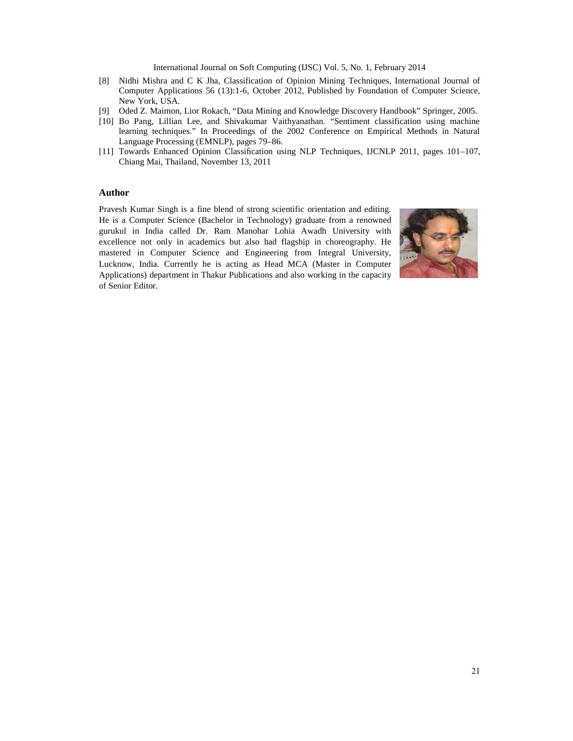[8] Nidhi Mishra and C K Jha, Classification of Opinion Mining Techniques, International Journal of Computer Applications 56 (13):1-6, October 2012, Published by Foundation of Computer Science, New York, USA.

[9] Oded Z. Maimon, Lior Rokach, "Data Mining and Knowledge Discovery Handbook" Springer, 2005.

[10] Bo Pang, Lillian Lee, and Shivakumar Vaithyanathan. "Sentiment classification using machine learning techniques." In Proceedings of the 2002 Conference on Empirical Methods in Natural Language Processing (EMNLP), pages 79–86.

[11] Towards Enhanced Opinion Classification using NLP Techniques, IJCNLP 2011, pages 101–107, Chiang Mai, Thailand, November 13, 2011

### Author

Pravesh Kumar Singh is a fine blend of strong scientific orientation and editing. He is a Computer Science (Bachelor in Technology) graduate from a renowned gurukul in India called Dr. Ram Manohar Lohia Awadh University with excellence not only in academics but also had flagship in choreography. He mastered in Computer Science and Engineering from Integral University, Lucknow, India. Currently he is acting as Head MCA (Master in Computer Applications) department in Thakur Publications and also working in the capacity of Senior Editor.